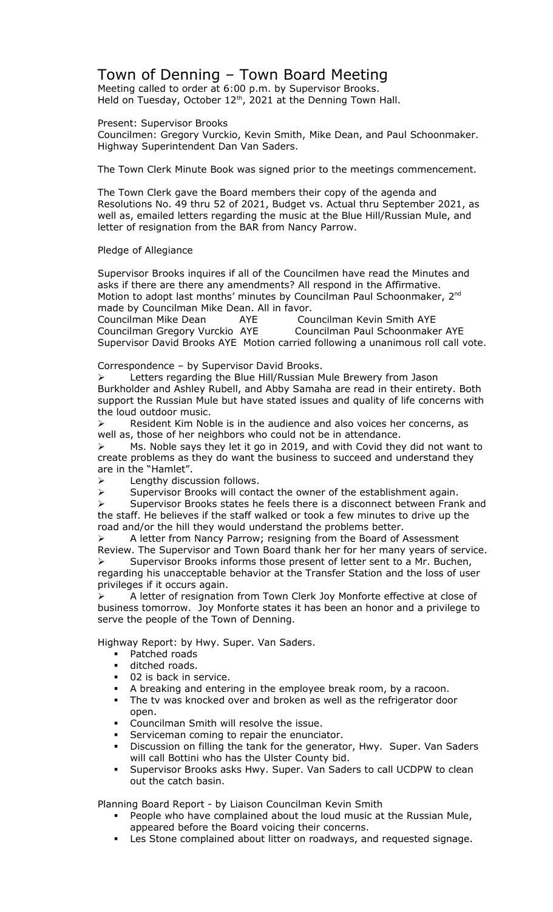# Town of Denning – Town Board Meeting

Meeting called to order at 6:00 p.m. by Supervisor Brooks.
Held on Tuesday, October 12th, 2021 at the Denning Town Hall.

Present: Supervisor Brooks
Councilmen: Gregory Vurckio, Kevin Smith, Mike Dean, and Paul Schoonmaker.
Highway Superintendent Dan Van Saders.

The Town Clerk Minute Book was signed prior to the meetings commencement.

The Town Clerk gave the Board members their copy of the agenda and Resolutions No. 49 thru 52 of 2021, Budget vs. Actual thru September 2021, as well as, emailed letters regarding the music at the Blue Hill/Russian Mule, and letter of resignation from the BAR from Nancy Parrow.

Pledge of Allegiance

Supervisor Brooks inquires if all of the Councilmen have read the Minutes and asks if there are there any amendments? All respond in the Affirmative.
Motion to adopt last months' minutes by Councilman Paul Schoonmaker, 2nd made by Councilman Mike Dean. All in favor.

Councilman Mike Dean AYE Councilman Kevin Smith AYE
Councilman Gregory Vurckio AYE Councilman Paul Schoonmaker AYE
Supervisor David Brooks AYE Motion carried following a unanimous roll call vote.

Correspondence – by Supervisor David Brooks.

- Letters regarding the Blue Hill/Russian Mule Brewery from Jason Burkholder and Ashley Rubell, and Abby Samaha are read in their entirety. Both support the Russian Mule but have stated issues and quality of life concerns with the loud outdoor music.
- Resident Kim Noble is in the audience and also voices her concerns, as well as, those of her neighbors who could not be in attendance.
- Ms. Noble says they let it go in 2019, and with Covid they did not want to create problems as they do want the business to succeed and understand they are in the "Hamlet".
- Lengthy discussion follows.
- Supervisor Brooks will contact the owner of the establishment again.
- Supervisor Brooks states he feels there is a disconnect between Frank and the staff. He believes if the staff walked or took a few minutes to drive up the road and/or the hill they would understand the problems better.
- A letter from Nancy Parrow; resigning from the Board of Assessment Review. The Supervisor and Town Board thank her for her many years of service.
- Supervisor Brooks informs those present of letter sent to a Mr. Buchen, regarding his unacceptable behavior at the Transfer Station and the loss of user privileges if it occurs again.
- A letter of resignation from Town Clerk Joy Monforte effective at close of business tomorrow. Joy Monforte states it has been an honor and a privilege to serve the people of the Town of Denning.

Highway Report: by Hwy. Super. Van Saders.

- Patched roads
- ditched roads.
- 02 is back in service.
- A breaking and entering in the employee break room, by a racoon.
- The tv was knocked over and broken as well as the refrigerator door open.
- Councilman Smith will resolve the issue.
- Serviceman coming to repair the enunciator.
- Discussion on filling the tank for the generator, Hwy. Super. Van Saders will call Bottini who has the Ulster County bid.
- Supervisor Brooks asks Hwy. Super. Van Saders to call UCDPW to clean out the catch basin.

Planning Board Report - by Liaison Councilman Kevin Smith

- People who have complained about the loud music at the Russian Mule, appeared before the Board voicing their concerns.
- Les Stone complained about litter on roadways, and requested signage.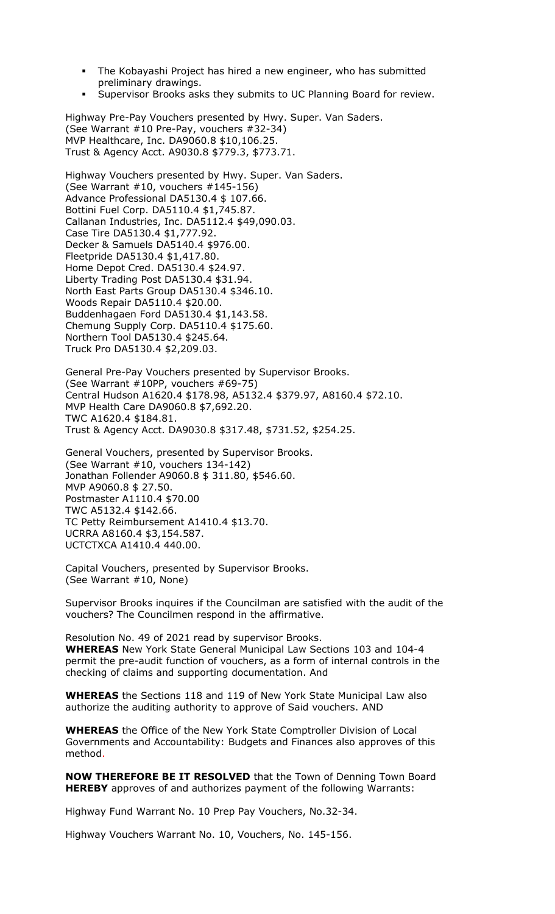- The Kobayashi Project has hired a new engineer, who has submitted preliminary drawings.
- Supervisor Brooks asks they submits to UC Planning Board for review.

Highway Pre-Pay Vouchers presented by Hwy. Super. Van Saders.
(See Warrant #10 Pre-Pay, vouchers #32-34)
MVP Healthcare, Inc. DA9060.8 $10,106.25.
Trust & Agency Acct. A9030.8 $779.3, $773.71.

Highway Vouchers presented by Hwy. Super. Van Saders.
(See Warrant #10, vouchers #145-156)
Advance Professional DA5130.4 $ 107.66.
Bottini Fuel Corp. DA5110.4 $1,745.87.
Callanan Industries, Inc. DA5112.4 $49,090.03.
Case Tire DA5130.4 $1,777.92.
Decker & Samuels DA5140.4 $976.00.
Fleetpride DA5130.4 $1,417.80.
Home Depot Cred. DA5130.4 $24.97.
Liberty Trading Post DA5130.4 $31.94.
North East Parts Group DA5130.4 $346.10.
Woods Repair DA5110.4 $20.00.
Buddenhagaen Ford DA5130.4 $1,143.58.
Chemung Supply Corp. DA5110.4 $175.60.
Northern Tool DA5130.4 $245.64.
Truck Pro DA5130.4 $2,209.03.

General Pre-Pay Vouchers presented by Supervisor Brooks.
(See Warrant #10PP, vouchers #69-75)
Central Hudson A1620.4 $178.98, A5132.4 $379.97, A8160.4 $72.10.
MVP Health Care DA9060.8 $7,692.20.
TWC A1620.4 $184.81.
Trust & Agency Acct. DA9030.8 $317.48, $731.52, $254.25.

General Vouchers, presented by Supervisor Brooks.
(See Warrant #10, vouchers 134-142)
Jonathan Follender A9060.8 $ 311.80, $546.60.
MVP A9060.8 $ 27.50.
Postmaster A1110.4 $70.00
TWC A5132.4 $142.66.
TC Petty Reimbursement A1410.4 $13.70.
UCRRA A8160.4 $3,154.587.
UCTCTXCA A1410.4 440.00.

Capital Vouchers, presented by Supervisor Brooks.
(See Warrant #10, None)

Supervisor Brooks inquires if the Councilman are satisfied with the audit of the vouchers? The Councilmen respond in the affirmative.

Resolution No. 49 of 2021 read by supervisor Brooks.
**WHEREAS** New York State General Municipal Law Sections 103 and 104-4 permit the pre-audit function of vouchers, as a form of internal controls in the checking of claims and supporting documentation. And

**WHEREAS** the Sections 118 and 119 of New York State Municipal Law also authorize the auditing authority to approve of Said vouchers. AND

**WHEREAS** the Office of the New York State Comptroller Division of Local Governments and Accountability: Budgets and Finances also approves of this method.

**NOW THEREFORE BE IT RESOLVED** that the Town of Denning Town Board **HEREBY** approves of and authorizes payment of the following Warrants:

Highway Fund Warrant No. 10 Prep Pay Vouchers, No.32-34.

Highway Vouchers Warrant No. 10, Vouchers, No. 145-156.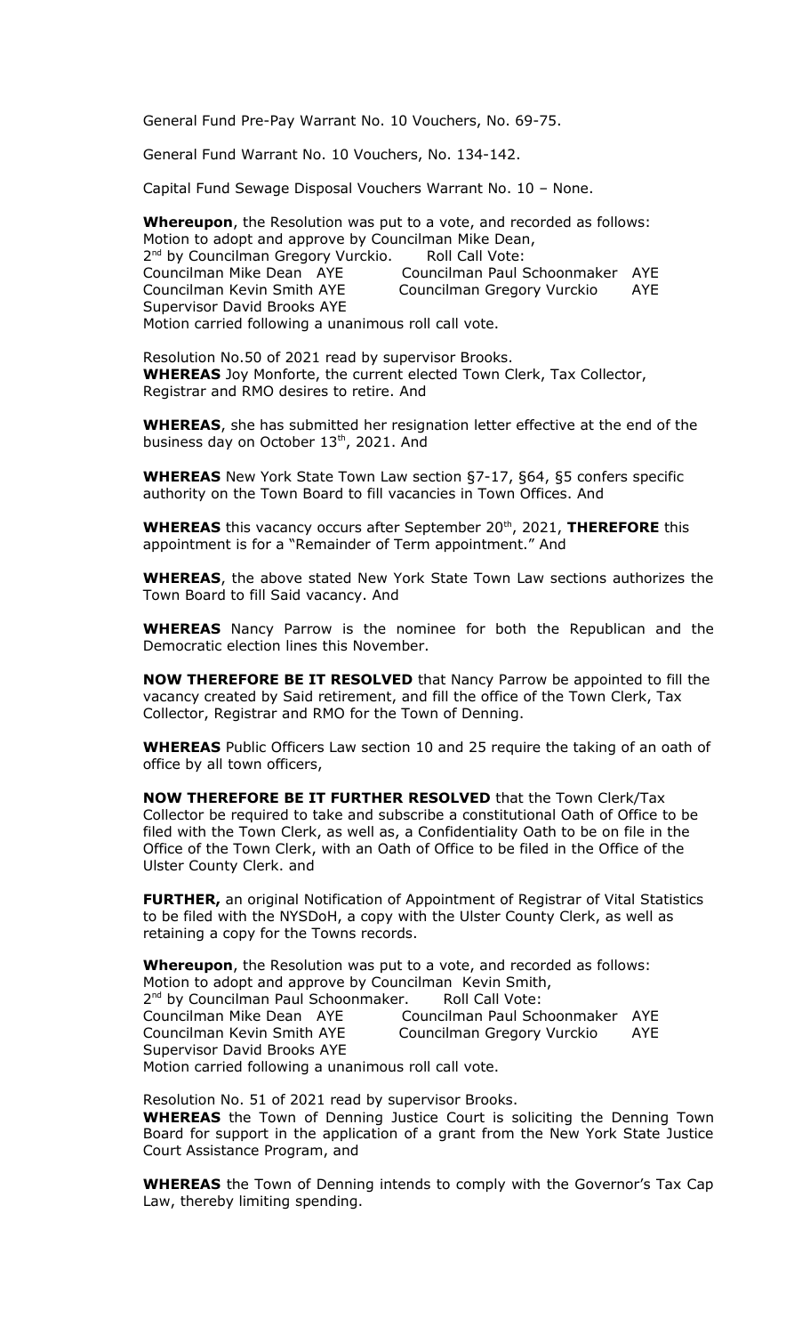General Fund Pre-Pay Warrant No. 10 Vouchers, No. 69-75.

General Fund Warrant No. 10 Vouchers, No. 134-142.

Capital Fund Sewage Disposal Vouchers Warrant No. 10 – None.

**Whereupon**, the Resolution was put to a vote, and recorded as follows:
Motion to adopt and approve by Councilman Mike Dean,
2nd by Councilman Gregory Vurckio. Roll Call Vote:
Councilman Mike Dean AYE Councilman Paul Schoonmaker AYE
Councilman Kevin Smith AYE Councilman Gregory Vurckio AYE
Supervisor David Brooks AYE
Motion carried following a unanimous roll call vote.

Resolution No.50 of 2021 read by supervisor Brooks.
**WHEREAS** Joy Monforte, the current elected Town Clerk, Tax Collector, Registrar and RMO desires to retire. And

**WHEREAS**, she has submitted her resignation letter effective at the end of the business day on October 13th, 2021. And

**WHEREAS** New York State Town Law section §7-17, §64, §5 confers specific authority on the Town Board to fill vacancies in Town Offices. And

**WHEREAS** this vacancy occurs after September 20th, 2021, **THEREFORE** this appointment is for a "Remainder of Term appointment." And

**WHEREAS**, the above stated New York State Town Law sections authorizes the Town Board to fill Said vacancy. And

**WHEREAS** Nancy Parrow is the nominee for both the Republican and the Democratic election lines this November.

**NOW THEREFORE BE IT RESOLVED** that Nancy Parrow be appointed to fill the vacancy created by Said retirement, and fill the office of the Town Clerk, Tax Collector, Registrar and RMO for the Town of Denning.

**WHEREAS** Public Officers Law section 10 and 25 require the taking of an oath of office by all town officers,

**NOW THEREFORE BE IT FURTHER RESOLVED** that the Town Clerk/Tax Collector be required to take and subscribe a constitutional Oath of Office to be filed with the Town Clerk, as well as, a Confidentiality Oath to be on file in the Office of the Town Clerk, with an Oath of Office to be filed in the Office of the Ulster County Clerk. and

**FURTHER,** an original Notification of Appointment of Registrar of Vital Statistics to be filed with the NYSDoH, a copy with the Ulster County Clerk, as well as retaining a copy for the Towns records.

**Whereupon**, the Resolution was put to a vote, and recorded as follows:
Motion to adopt and approve by Councilman Kevin Smith,
2nd by Councilman Paul Schoonmaker. Roll Call Vote:
Councilman Mike Dean AYE Councilman Paul Schoonmaker AYE
Councilman Kevin Smith AYE Councilman Gregory Vurckio AYE
Supervisor David Brooks AYE
Motion carried following a unanimous roll call vote.

Resolution No. 51 of 2021 read by supervisor Brooks.
**WHEREAS** the Town of Denning Justice Court is soliciting the Denning Town Board for support in the application of a grant from the New York State Justice Court Assistance Program, and

**WHEREAS** the Town of Denning intends to comply with the Governor's Tax Cap Law, thereby limiting spending.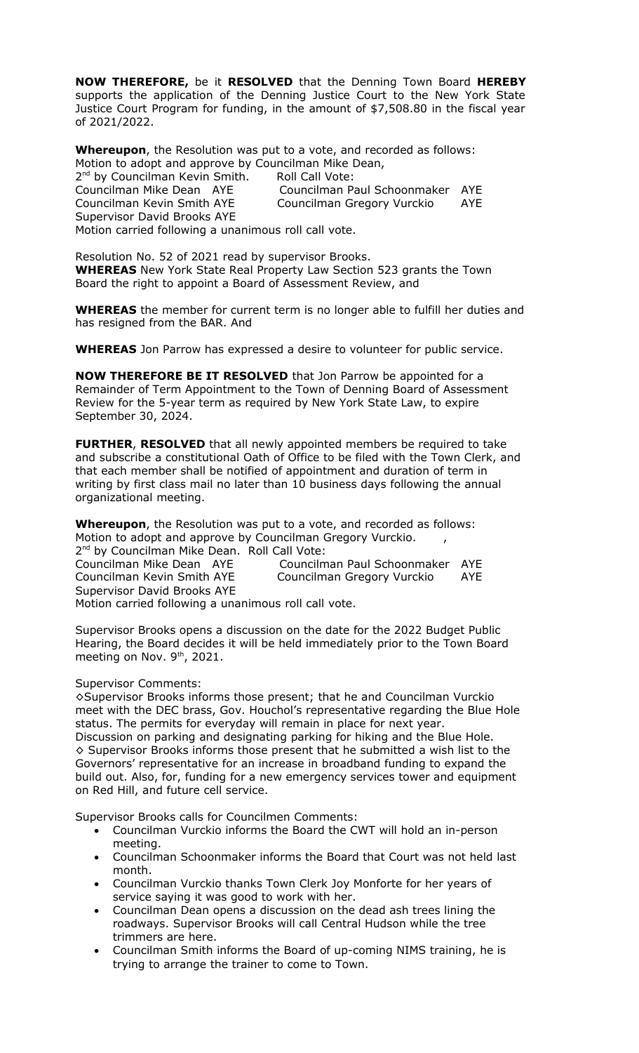**NOW THEREFORE,** be it **RESOLVED** that the Denning Town Board **HEREBY** supports the application of the Denning Justice Court to the New York State Justice Court Program for funding, in the amount of $7,508.80 in the fiscal year of 2021/2022.

**Whereupon**, the Resolution was put to a vote, and recorded as follows:
Motion to adopt and approve by Councilman Mike Dean,
2nd by Councilman Kevin Smith. Roll Call Vote:

| | |
|---|---|
| Councilman Mike Dean AYE | Councilman Paul Schoonmaker AYE |
| Councilman Kevin Smith AYE | Councilman Gregory Vurckio AYE |
| Supervisor David Brooks AYE | |

Motion carried following a unanimous roll call vote.

Resolution No. 52 of 2021 read by supervisor Brooks.
**WHEREAS** New York State Real Property Law Section 523 grants the Town Board the right to appoint a Board of Assessment Review, and

**WHEREAS** the member for current term is no longer able to fulfill her duties and has resigned from the BAR. And

**WHEREAS** Jon Parrow has expressed a desire to volunteer for public service.

**NOW THEREFORE BE IT RESOLVED** that Jon Parrow be appointed for a Remainder of Term Appointment to the Town of Denning Board of Assessment Review for the 5-year term as required by New York State Law, to expire September 30, 2024.

**FURTHER**, **RESOLVED** that all newly appointed members be required to take and subscribe a constitutional Oath of Office to be filed with the Town Clerk, and that each member shall be notified of appointment and duration of term in writing by first class mail no later than 10 business days following the annual organizational meeting.

**Whereupon**, the Resolution was put to a vote, and recorded as follows:
Motion to adopt and approve by Councilman Gregory Vurckio. ,
2nd by Councilman Mike Dean. Roll Call Vote:

| | |
|---|---|
| Councilman Mike Dean AYE | Councilman Paul Schoonmaker AYE |
| Councilman Kevin Smith AYE | Councilman Gregory Vurckio AYE |
| Supervisor David Brooks AYE | |

Motion carried following a unanimous roll call vote.

Supervisor Brooks opens a discussion on the date for the 2022 Budget Public Hearing, the Board decides it will be held immediately prior to the Town Board meeting on Nov. 9th, 2021.

Supervisor Comments:
◊Supervisor Brooks informs those present; that he and Councilman Vurckio meet with the DEC brass, Gov. Houchol's representative regarding the Blue Hole status. The permits for everyday will remain in place for next year. Discussion on parking and designating parking for hiking and the Blue Hole.
◊ Supervisor Brooks informs those present that he submitted a wish list to the Governors' representative for an increase in broadband funding to expand the build out. Also, for, funding for a new emergency services tower and equipment on Red Hill, and future cell service.

Supervisor Brooks calls for Councilmen Comments:

- Councilman Vurckio informs the Board the CWT will hold an in-person meeting.
- Councilman Schoonmaker informs the Board that Court was not held last month.
- Councilman Vurckio thanks Town Clerk Joy Monforte for her years of service saying it was good to work with her.
- Councilman Dean opens a discussion on the dead ash trees lining the roadways. Supervisor Brooks will call Central Hudson while the tree trimmers are here.
- Councilman Smith informs the Board of up-coming NIMS training, he is trying to arrange the trainer to come to Town.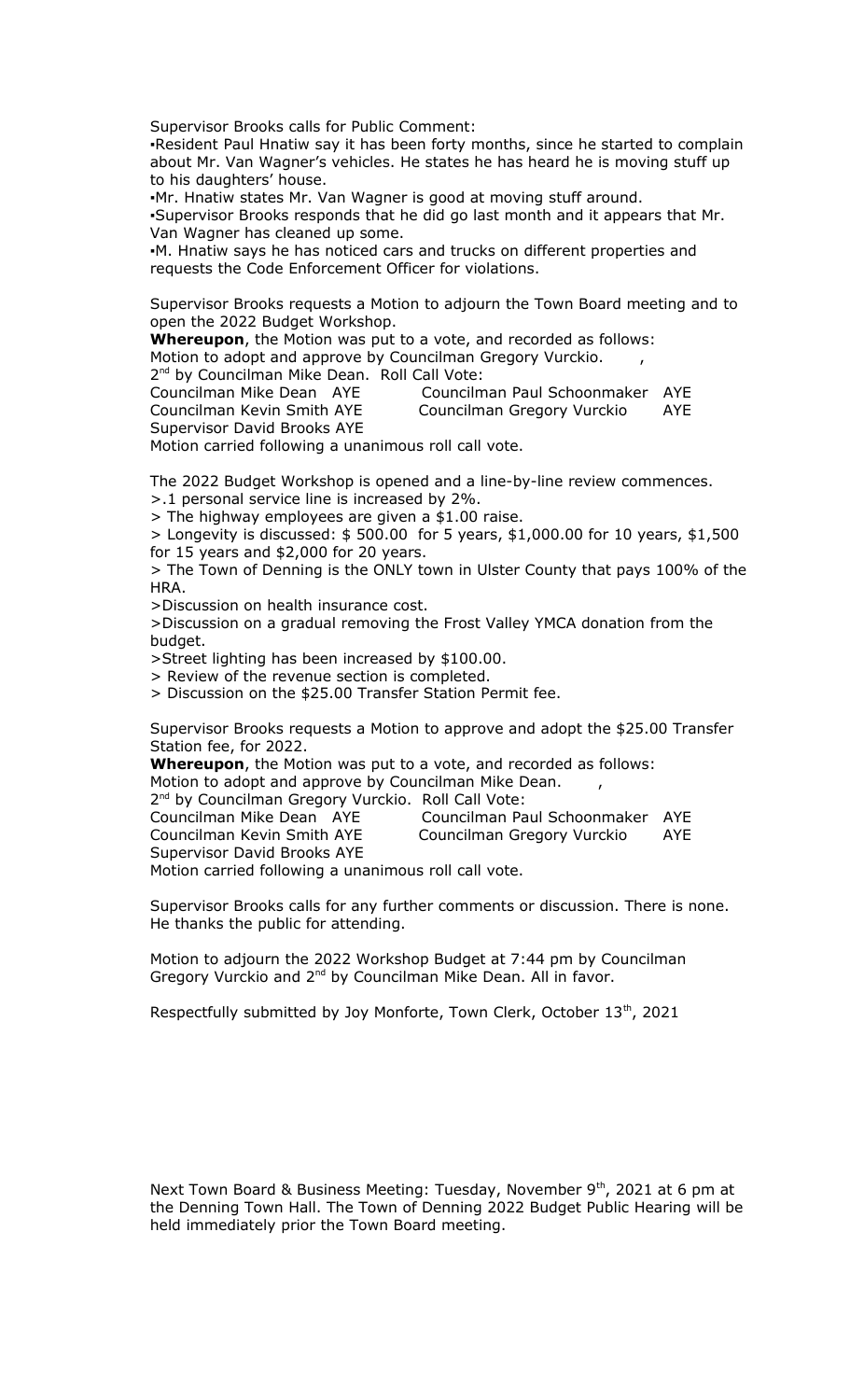Supervisor Brooks calls for Public Comment:

▪Resident Paul Hnatiw say it has been forty months, since he started to complain about Mr. Van Wagner's vehicles. He states he has heard he is moving stuff up to his daughters' house.

▪Mr. Hnatiw states Mr. Van Wagner is good at moving stuff around.

▪Supervisor Brooks responds that he did go last month and it appears that Mr. Van Wagner has cleaned up some.

▪M. Hnatiw says he has noticed cars and trucks on different properties and requests the Code Enforcement Officer for violations.

Supervisor Brooks requests a Motion to adjourn the Town Board meeting and to open the 2022 Budget Workshop.

**Whereupon**, the Motion was put to a vote, and recorded as follows:

Motion to adopt and approve by Councilman Gregory Vurckio. ,

2nd by Councilman Mike Dean. Roll Call Vote:

| | |
|---|---|
| Councilman Mike Dean AYE | Councilman Paul Schoonmaker AYE |
| Councilman Kevin Smith AYE | Councilman Gregory Vurckio AYE |
| Supervisor David Brooks AYE | |

Motion carried following a unanimous roll call vote.

The 2022 Budget Workshop is opened and a line-by-line review commences.

>.1 personal service line is increased by 2%.

> The highway employees are given a $1.00 raise.

> Longevity is discussed: $ 500.00 for 5 years, $1,000.00 for 10 years, $1,500 for 15 years and $2,000 for 20 years.

> The Town of Denning is the ONLY town in Ulster County that pays 100% of the HRA.

>Discussion on health insurance cost.

>Discussion on a gradual removing the Frost Valley YMCA donation from the budget.

>Street lighting has been increased by $100.00.

> Review of the revenue section is completed.

> Discussion on the $25.00 Transfer Station Permit fee.

Supervisor Brooks requests a Motion to approve and adopt the $25.00 Transfer Station fee, for 2022.

**Whereupon**, the Motion was put to a vote, and recorded as follows:

Motion to adopt and approve by Councilman Mike Dean. ,

2nd by Councilman Gregory Vurckio. Roll Call Vote:

| | |
|---|---|
| Councilman Mike Dean AYE | Councilman Paul Schoonmaker AYE |
| Councilman Kevin Smith AYE | Councilman Gregory Vurckio AYE |
| Supervisor David Brooks AYE | |

Motion carried following a unanimous roll call vote.

Supervisor Brooks calls for any further comments or discussion. There is none. He thanks the public for attending.

Motion to adjourn the 2022 Workshop Budget at 7:44 pm by Councilman Gregory Vurckio and 2nd by Councilman Mike Dean. All in favor.

Respectfully submitted by Joy Monforte, Town Clerk, October 13th, 2021

Next Town Board & Business Meeting: Tuesday, November 9th, 2021 at 6 pm at the Denning Town Hall. The Town of Denning 2022 Budget Public Hearing will be held immediately prior the Town Board meeting.